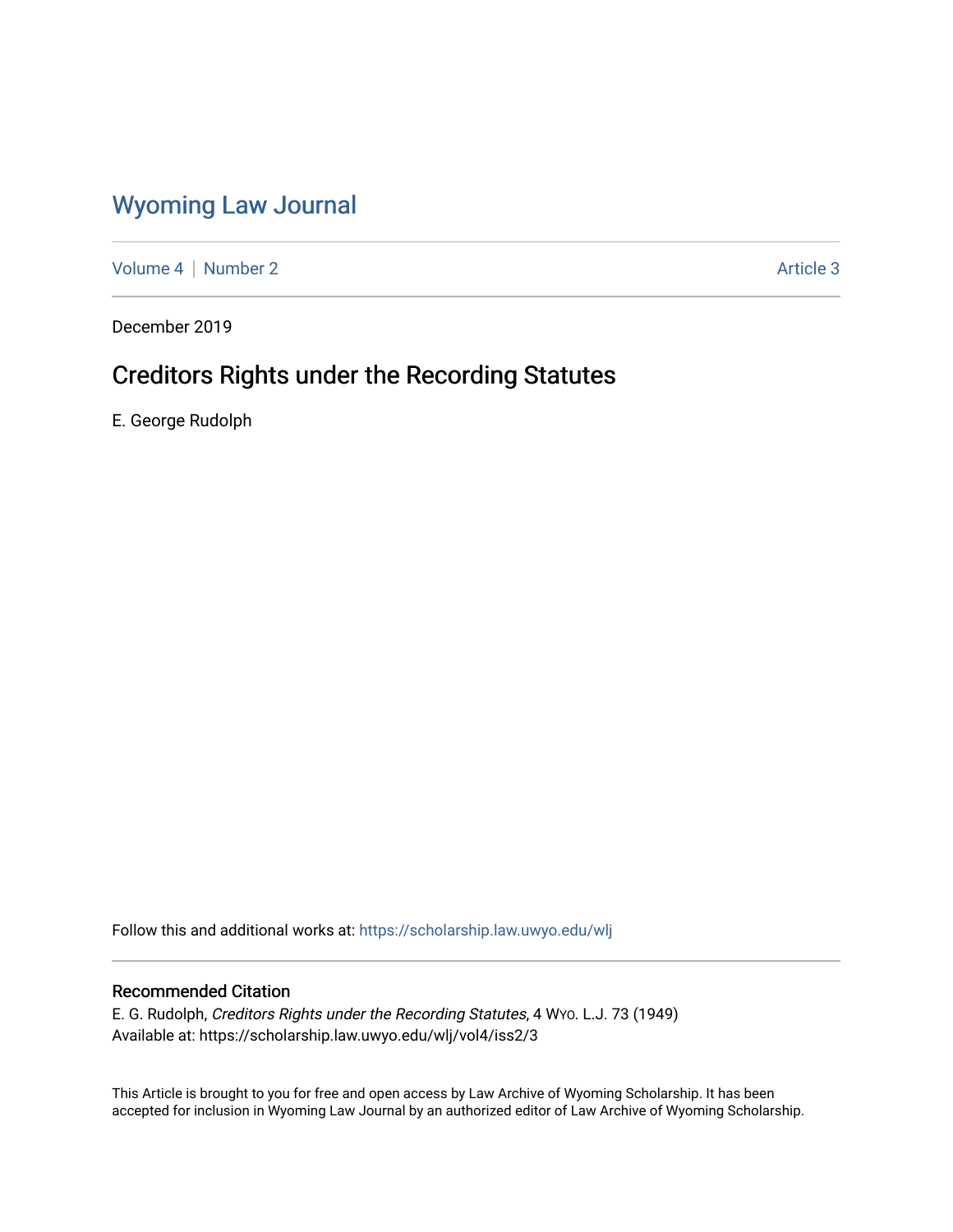# Wyoming Law Journal

Volume 4 | Number 2 Article 3

December 2019

## Creditors Rights under the Recording Statutes

E. George Rudolph

Follow this and additional works at: https://scholarship.law.uwyo.edu/wlj

### Recommended Citation

E. G. Rudolph, *Creditors Rights under the Recording Statutes*, 4 WYO. L.J. 73 (1949)
Available at: https://scholarship.law.uwyo.edu/wlj/vol4/iss2/3

This Article is brought to you for free and open access by Law Archive of Wyoming Scholarship. It has been accepted for inclusion in Wyoming Law Journal by an authorized editor of Law Archive of Wyoming Scholarship.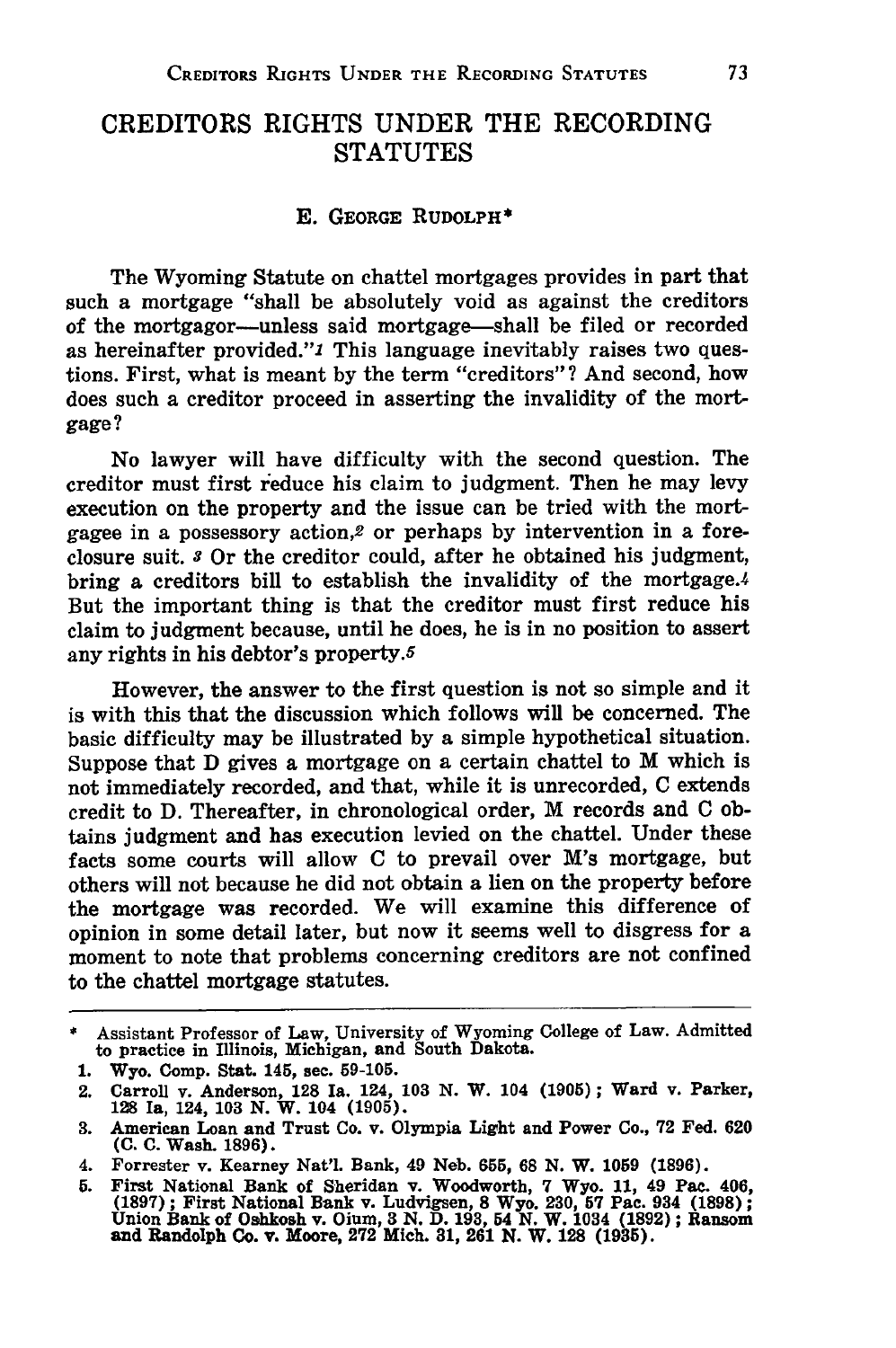# CREDITORS RIGHTS UNDER THE RECORDING STATUTES

E. GEORGE RUDOLPH*

The Wyoming Statute on chattel mortgages provides in part that such a mortgage "shall be absolutely void as against the creditors of the mortgagor—unless said mortgage—shall be filed or recorded as hereinafter provided."[1] This language inevitably raises two questions. First, what is meant by the term "creditors"? And second, how does such a creditor proceed in asserting the invalidity of the mortgage?

No lawyer will have difficulty with the second question. The creditor must first reduce his claim to judgment. Then he may levy execution on the property and the issue can be tried with the mortgagee in a possessory action,[2] or perhaps by intervention in a foreclosure suit.[3] Or the creditor could, after he obtained his judgment, bring a creditors bill to establish the invalidity of the mortgage.[4] But the important thing is that the creditor must first reduce his claim to judgment because, until he does, he is in no position to assert any rights in his debtor's property.[5]

However, the answer to the first question is not so simple and it is with this that the discussion which follows will be concerned. The basic difficulty may be illustrated by a simple hypothetical situation. Suppose that D gives a mortgage on a certain chattel to M which is not immediately recorded, and that, while it is unrecorded, C extends credit to D. Thereafter, in chronological order, M records and C obtains judgment and has execution levied on the chattel. Under these facts some courts will allow C to prevail over M's mortgage, but others will not because he did not obtain a lien on the property before the mortgage was recorded. We will examine this difference of opinion in some detail later, but now it seems well to disgress for a moment to note that problems concerning creditors are not confined to the chattel mortgage statutes.

---

\* Assistant Professor of Law, University of Wyoming College of Law. Admitted to practice in Illinois, Michigan, and South Dakota.

1. Wyo. Comp. Stat. 145, sec. 59-105.
2. Carroll v. Anderson, 128 Ia. 124, 103 N. W. 104 (1905); Ward v. Parker, 128 Ia, 124, 103 N. W. 104 (1905).
3. American Loan and Trust Co. v. Olympia Light and Power Co., 72 Fed. 620 (C. C. Wash. 1896).
4. Forrester v. Kearney Nat'l. Bank, 49 Neb. 655, 68 N. W. 1059 (1896).
5. First National Bank of Sheridan v. Woodworth, 7 Wyo. 11, 49 Pac. 406, (1897); First National Bank v. Ludvigsen, 8 Wyo. 230, 57 Pac. 934 (1898); Union Bank of Oshkosh v. Oium, 3 N. D. 193, 54 N. W. 1034 (1892); Ransom and Randolph Co. v. Moore, 272 Mich. 31, 261 N. W. 128 (1935).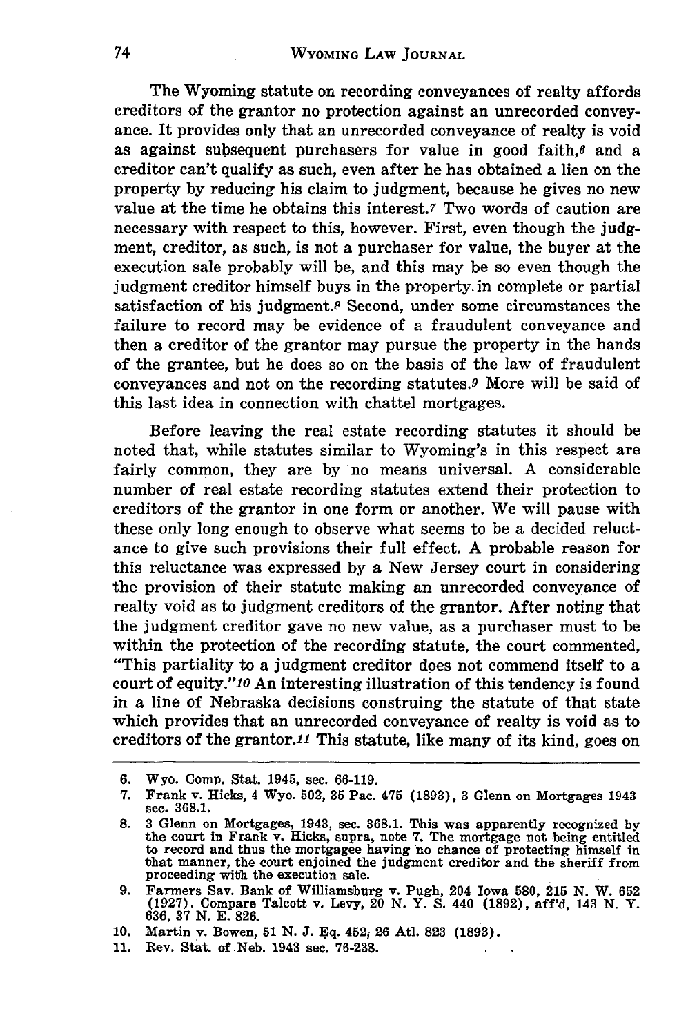The Wyoming statute on recording conveyances of realty affords creditors of the grantor no protection against an unrecorded conveyance. It provides only that an unrecorded conveyance of realty is void as against subsequent purchasers for value in good faith,[6] and a creditor can't qualify as such, even after he has obtained a lien on the property by reducing his claim to judgment, because he gives no new value at the time he obtains this interest.[7] Two words of caution are necessary with respect to this, however. First, even though the judgment, creditor, as such, is not a purchaser for value, the buyer at the execution sale probably will be, and this may be so even though the judgment creditor himself buys in the property in complete or partial satisfaction of his judgment.[8] Second, under some circumstances the failure to record may be evidence of a fraudulent conveyance and then a creditor of the grantor may pursue the property in the hands of the grantee, but he does so on the basis of the law of fraudulent conveyances and not on the recording statutes.[9] More will be said of this last idea in connection with chattel mortgages.

Before leaving the real estate recording statutes it should be noted that, while statutes similar to Wyoming's in this respect are fairly common, they are by no means universal. A considerable number of real estate recording statutes extend their protection to creditors of the grantor in one form or another. We will pause with these only long enough to observe what seems to be a decided reluctance to give such provisions their full effect. A probable reason for this reluctance was expressed by a New Jersey court in considering the provision of their statute making an unrecorded conveyance of realty void as to judgment creditors of the grantor. After noting that the judgment creditor gave no new value, as a purchaser must to be within the protection of the recording statute, the court commented, "This partiality to a judgment creditor does not commend itself to a court of equity."[10] An interesting illustration of this tendency is found in a line of Nebraska decisions construing the statute of that state which provides that an unrecorded conveyance of realty is void as to creditors of the grantor.[11] This statute, like many of its kind, goes on

---

6. Wyo. Comp. Stat. 1945, sec. 66-119.
7. Frank v. Hicks, 4 Wyo. 502, 35 Pac. 475 (1893), 3 Glenn on Mortgages 1943 sec. 368.1.
8. 3 Glenn on Mortgages, 1943, sec. 368.1. This was apparently recognized by the court in Frank v. Hicks, supra, note 7. The mortgage not being entitled to record and thus the mortgagee having no chance of protecting himself in that manner, the court enjoined the judgment creditor and the sheriff from proceeding with the execution sale.
9. Farmers Sav. Bank of Williamsburg v. Pugh, 204 Iowa 580, 215 N. W. 652 (1927). Compare Talcott v. Levy, 20 N. Y. S. 440 (1892), aff'd, 143 N. Y. 636, 37 N. E. 826.
10. Martin v. Bowen, 51 N. J. Eq. 452, 26 Atl. 823 (1893).
11. Rev. Stat. of Neb. 1943 sec. 76-238.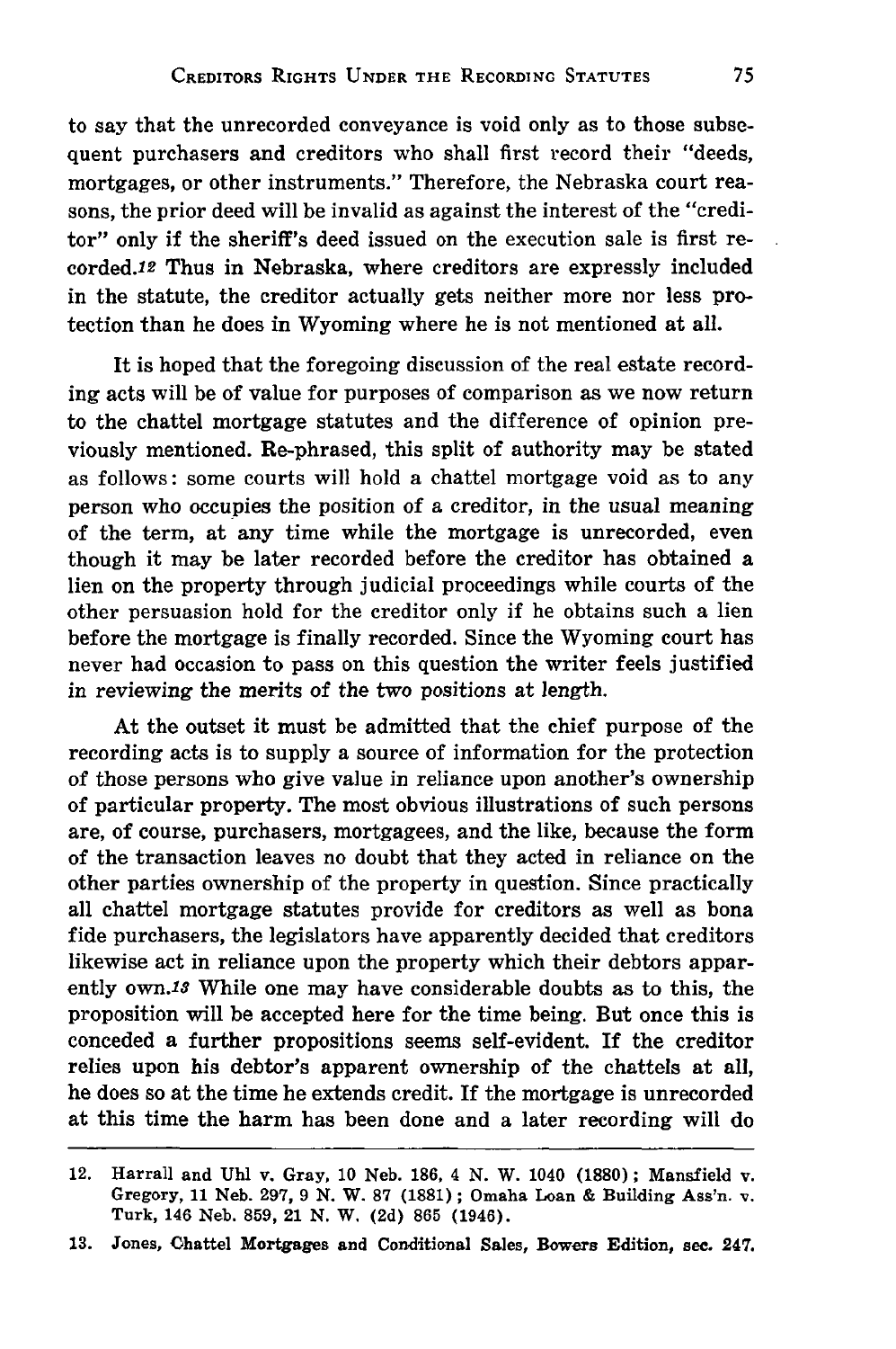to say that the unrecorded conveyance is void only as to those subsequent purchasers and creditors who shall first record their "deeds, mortgages, or other instruments." Therefore, the Nebraska court reasons, the prior deed will be invalid as against the interest of the "creditor" only if the sheriff's deed issued on the execution sale is first recorded.[12] Thus in Nebraska, where creditors are expressly included in the statute, the creditor actually gets neither more nor less protection than he does in Wyoming where he is not mentioned at all.

It is hoped that the foregoing discussion of the real estate recording acts will be of value for purposes of comparison as we now return to the chattel mortgage statutes and the difference of opinion previously mentioned. Re-phrased, this split of authority may be stated as follows: some courts will hold a chattel mortgage void as to any person who occupies the position of a creditor, in the usual meaning of the term, at any time while the mortgage is unrecorded, even though it may be later recorded before the creditor has obtained a lien on the property through judicial proceedings while courts of the other persuasion hold for the creditor only if he obtains such a lien before the mortgage is finally recorded. Since the Wyoming court has never had occasion to pass on this question the writer feels justified in reviewing the merits of the two positions at length.

At the outset it must be admitted that the chief purpose of the recording acts is to supply a source of information for the protection of those persons who give value in reliance upon another's ownership of particular property. The most obvious illustrations of such persons are, of course, purchasers, mortgagees, and the like, because the form of the transaction leaves no doubt that they acted in reliance on the other parties ownership of the property in question. Since practically all chattel mortgage statutes provide for creditors as well as bona fide purchasers, the legislators have apparently decided that creditors likewise act in reliance upon the property which their debtors apparently own.[13] While one may have considerable doubts as to this, the proposition will be accepted here for the time being. But once this is conceded a further propositions seems self-evident. If the creditor relies upon his debtor's apparent ownership of the chattels at all, he does so at the time he extends credit. If the mortgage is unrecorded at this time the harm has been done and a later recording will do

---

12. Harrall and Uhl v. Gray, 10 Neb. 186, 4 N. W. 1040 (1880); Mansfield v. Gregory, 11 Neb. 297, 9 N. W. 87 (1881); Omaha Loan & Building Ass'n. v. Turk, 146 Neb. 859, 21 N. W. (2d) 865 (1946).

13. Jones, Chattel Mortgages and Conditional Sales, Bowers Edition, sec. 247.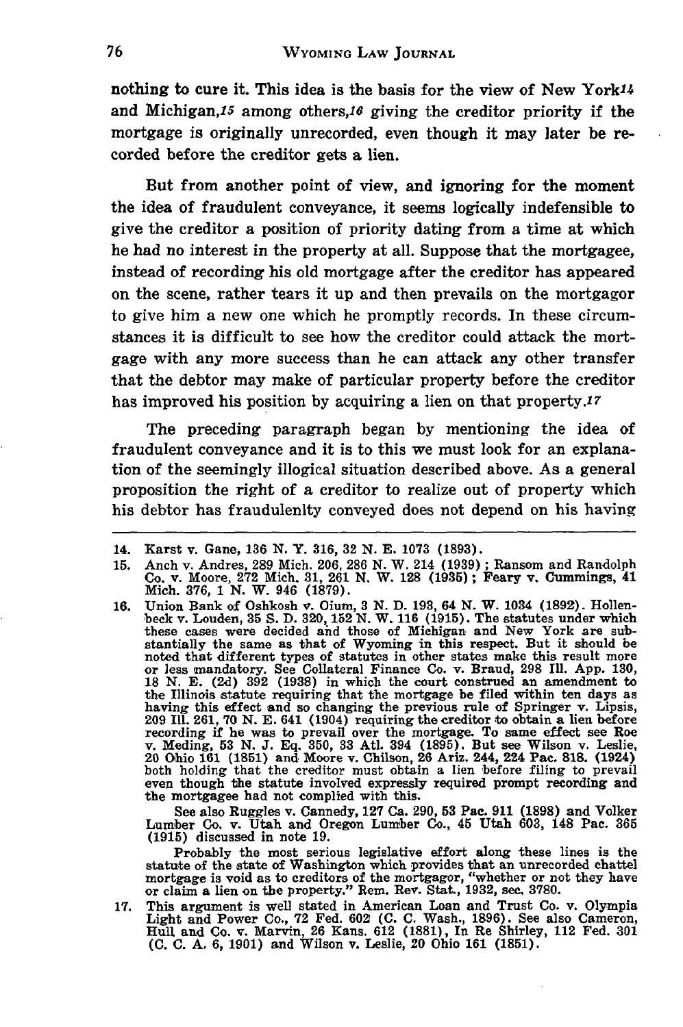nothing to cure it. This idea is the basis for the view of New York[14] and Michigan,[15] among others,[16] giving the creditor priority if the mortgage is originally unrecorded, even though it may later be recorded before the creditor gets a lien.

But from another point of view, and ignoring for the moment the idea of fraudulent conveyance, it seems logically indefensible to give the creditor a position of priority dating from a time at which he had no interest in the property at all. Suppose that the mortgagee, instead of recording his old mortgage after the creditor has appeared on the scene, rather tears it up and then prevails on the mortgagor to give him a new one which he promptly records. In these circumstances it is difficult to see how the creditor could attack the mortgage with any more success than he can attack any other transfer that the debtor may make of particular property before the creditor has improved his position by acquiring a lien on that property.[17]

The preceding paragraph began by mentioning the idea of fraudulent conveyance and it is to this we must look for an explanation of the seemingly illogical situation described above. As a general proposition the right of a creditor to realize out of property which his debtor has fraudulenlty conveyed does not depend on his having

---

14. Karst v. Gane, 136 N. Y. 316, 32 N. E. 1073 (1893).

15. Anch v. Andres, 289 Mich. 206, 286 N. W. 214 (1939); Ransom and Randolph Co. v. Moore, 272 Mich. 31, 261 N. W. 128 (1935); Feary v. Cummings, 41 Mich. 376, 1 N. W. 946 (1879).

16. Union Bank of Oshkosh v. Oium, 3 N. D. 193, 64 N. W. 1034 (1892). Hollenbeck v. Louden, 35 S. D. 320, 152 N. W. 116 (1915). The statutes under which these cases were decided and those of Michigan and New York are substantially the same as that of Wyoming in this respect. But it should be noted that different types of statutes in other states make this result more or less mandatory. See Collateral Finance Co. v. Braud, 298 Ill. App. 130, 18 N. E. (2d) 392 (1938) in which the court construed an amendment to the Illinois statute requiring that the mortgage be filed within ten days as having this effect and so changing the previous rule of Springer v. Lipsis, 209 Ill. 261, 70 N. E. 641 (1904) requiring the creditor to obtain a lien before recording if he was to prevail over the mortgage. To same effect see Roe v. Meding, 53 N. J. Eq. 350, 33 Atl. 394 (1895). But see Wilson v. Leslie, 20 Ohio 161 (1851) and Moore v. Chilson, 26 Ariz. 244, 224 Pac. 818. (1924) both holding that the creditor must obtain a lien before filing to prevail even though the statute involved expressly required prompt recording and the mortgagee had not complied with this.

    See also Ruggles v. Cannedy, 127 Ca. 290, 53 Pac. 911 (1898) and Volker Lumber Co. v. Utah and Oregon Lumber Co., 45 Utah 603, 148 Pac. 365 (1915) discussed in note 19.

    Probably the most serious legislative effort along these lines is the statute of the state of Washington which provides that an unrecorded chattel mortgage is void as to creditors of the mortgagor, "whether or not they have or claim a lien on the property." Rem. Rev. Stat., 1932, sec. 3780.

17. This argument is well stated in American Loan and Trust Co. v. Olympia Light and Power Co., 72 Fed. 602 (C. C. Wash., 1896). See also Cameron, Hull and Co. v. Marvin, 26 Kans. 612 (1881), In Re Shirley, 112 Fed. 301 (C. C. A. 6, 1901) and Wilson v. Leslie, 20 Ohio 161 (1851).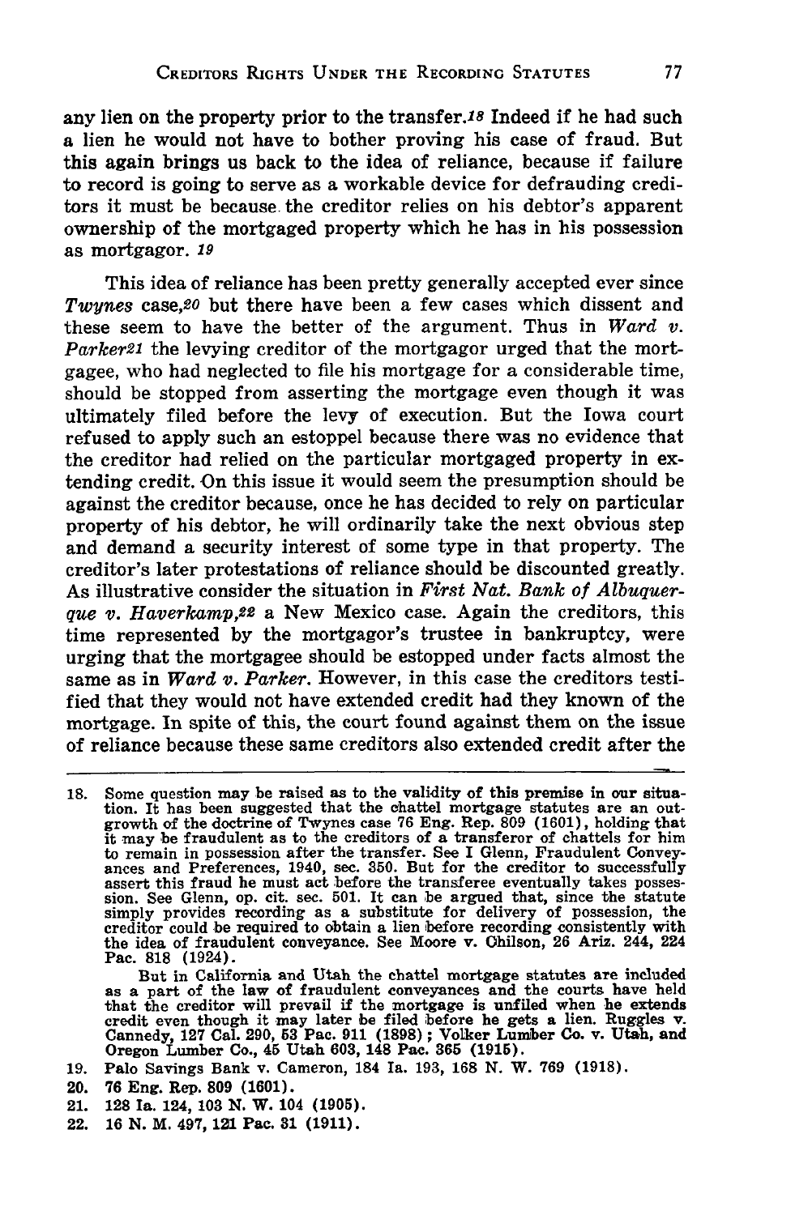any lien on the property prior to the transfer.[18] Indeed if he had such a lien he would not have to bother proving his case of fraud. But this again brings us back to the idea of reliance, because if failure to record is going to serve as a workable device for defrauding creditors it must be because the creditor relies on his debtor's apparent ownership of the mortgaged property which he has in his possession as mortgagor. [19]

This idea of reliance has been pretty generally accepted ever since *Twynes* case,[20] but there have been a few cases which dissent and these seem to have the better of the argument. Thus in *Ward v. Parker*[21] the levying creditor of the mortgagor urged that the mortgagee, who had neglected to file his mortgage for a considerable time, should be stopped from asserting the mortgage even though it was ultimately filed before the levy of execution. But the Iowa court refused to apply such an estoppel because there was no evidence that the creditor had relied on the particular mortgaged property in extending credit. On this issue it would seem the presumption should be against the creditor because, once he has decided to rely on particular property of his debtor, he will ordinarily take the next obvious step and demand a security interest of some type in that property. The creditor's later protestations of reliance should be discounted greatly. As illustrative consider the situation in *First Nat. Bank of Albuquerque v. Haverkamp*,[22] a New Mexico case. Again the creditors, this time represented by the mortgagor's trustee in bankruptcy, were urging that the mortgagee should be estopped under facts almost the same as in *Ward v. Parker*. However, in this case the creditors testified that they would not have extended credit had they known of the mortgage. In spite of this, the court found against them on the issue of reliance because these same creditors also extended credit after the

---

18. Some question may be raised as to the validity of this premise in our situation. It has been suggested that the chattel mortgage statutes are an outgrowth of the doctrine of Twynes case 76 Eng. Rep. 809 (1601), holding that it may be fraudulent as to the creditors of a transferor of chattels for him to remain in possession after the transfer. See I Glenn, Fraudulent Conveyances and Preferences, 1940, sec. 350. But for the creditor to successfully assert this fraud he must act before the transferee eventually takes possession. See Glenn, op. cit. sec. 501. It can be argued that, since the statute simply provides recording as a substitute for delivery of possession, the creditor could be required to obtain a lien before recording consistently with the idea of fraudulent conveyance. See Moore v. Chilson, 26 Ariz. 244, 224 Pac. 818 (1924).

    But in California and Utah the chattel mortgage statutes are included as a part of the law of fraudulent conveyances and the courts have held that the creditor will prevail if the mortgage is unfiled when he extends credit even though it may later be filed before he gets a lien. Ruggles v. Cannedy, 127 Cal. 290, 53 Pac. 911 (1898); Volker Lumber Co. v. Utah, and Oregon Lumber Co., 45 Utah 603, 148 Pac. 365 (1915).

19. Palo Savings Bank v. Cameron, 184 Ia. 193, 168 N. W. 769 (1918).
20. 76 Eng. Rep. 809 (1601).
21. 128 Ia. 124, 103 N. W. 104 (1905).
22. 16 N. M. 497, 121 Pac. 31 (1911).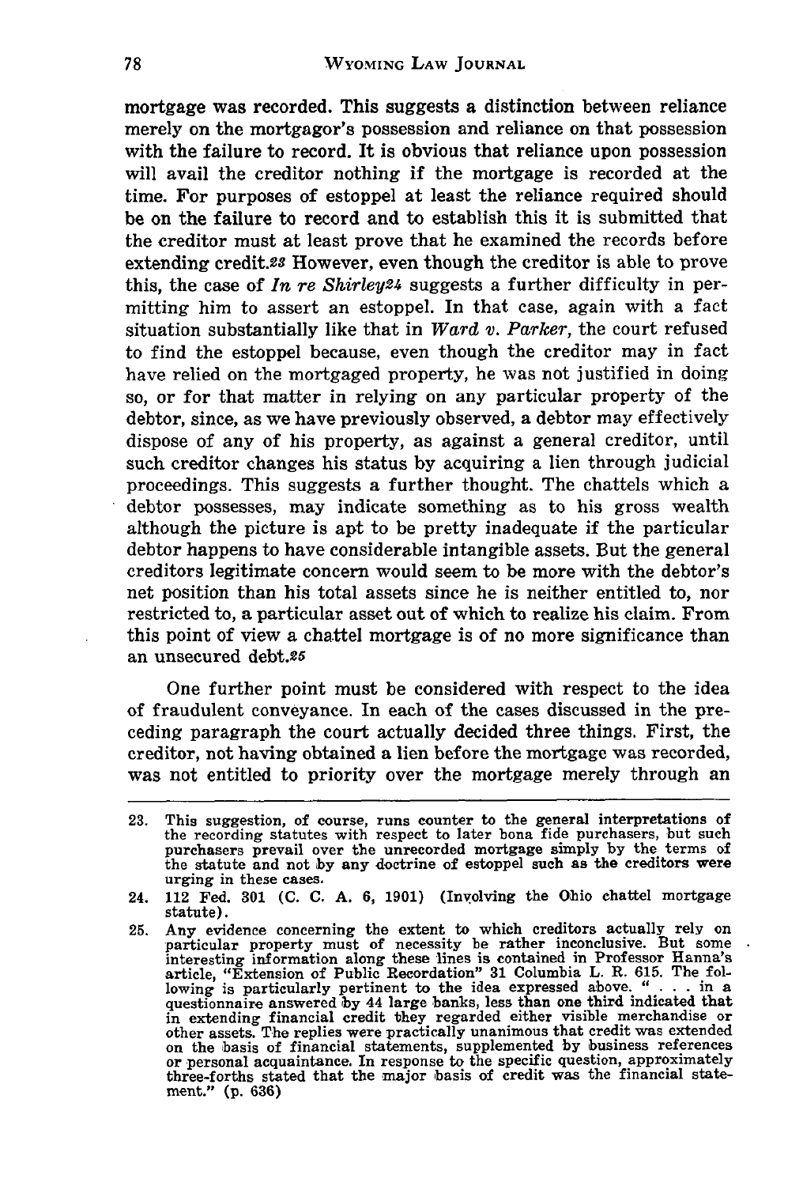mortgage was recorded. This suggests a distinction between reliance merely on the mortgagor's possession and reliance on that possession with the failure to record. It is obvious that reliance upon possession will avail the creditor nothing if the mortgage is recorded at the time. For purposes of estoppel at least the reliance required should be on the failure to record and to establish this it is submitted that the creditor must at least prove that he examined the records before extending credit.[23] However, even though the creditor is able to prove this, the case of *In re Shirley*[24] suggests a further difficulty in permitting him to assert an estoppel. In that case, again with a fact situation substantially like that in *Ward v. Parker*, the court refused to find the estoppel because, even though the creditor may in fact have relied on the mortgaged property, he was not justified in doing so, or for that matter in relying on any particular property of the debtor, since, as we have previously observed, a debtor may effectively dispose of any of his property, as against a general creditor, until such creditor changes his status by acquiring a lien through judicial proceedings. This suggests a further thought. The chattels which a debtor possesses, may indicate something as to his gross wealth although the picture is apt to be pretty inadequate if the particular debtor happens to have considerable intangible assets. But the general creditors legitimate concern would seem to be more with the debtor's net position than his total assets since he is neither entitled to, nor restricted to, a particular asset out of which to realize his claim. From this point of view a chattel mortgage is of no more significance than an unsecured debt.[25]

One further point must be considered with respect to the idea of fraudulent conveyance. In each of the cases discussed in the preceding paragraph the court actually decided three things. First, the creditor, not having obtained a lien before the mortgage was recorded, was not entitled to priority over the mortgage merely through an

---

23. This suggestion, of course, runs counter to the general interpretations of the recording statutes with respect to later bona fide purchasers, but such purchasers prevail over the unrecorded mortgage simply by the terms of the statute and not by any doctrine of estoppel such as the creditors were urging in these cases.

24. 112 Fed. 301 (C. C. A. 6, 1901) (Involving the Ohio chattel mortgage statute).

25. Any evidence concerning the extent to which creditors actually rely on particular property must of necessity be rather inconclusive. But some interesting information along these lines is contained in Professor Hanna's article, "Extension of Public Recordation" 31 Columbia L. R. 615. The following is particularly pertinent to the idea expressed above. " . . . in a questionnaire answered by 44 large banks, less than one third indicated that in extending financial credit they regarded either visible merchandise or other assets. The replies were practically unanimous that credit was extended on the basis of financial statements, supplemented by business references or personal acquaintance. In response to the specific question, approximately three-forths stated that the major basis of credit was the financial statement." (p. 636)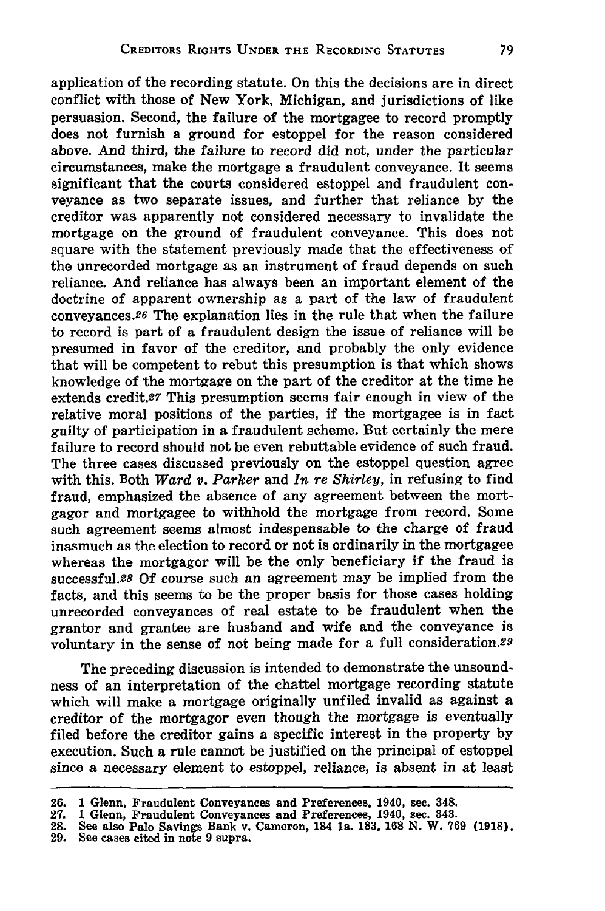application of the recording statute. On this the decisions are in direct conflict with those of New York, Michigan, and jurisdictions of like persuasion. Second, the failure of the mortgagee to record promptly does not furnish a ground for estoppel for the reason considered above. And third, the failure to record did not, under the particular circumstances, make the mortgage a fraudulent conveyance. It seems significant that the courts considered estoppel and fraudulent conveyance as two separate issues, and further that reliance by the creditor was apparently not considered necessary to invalidate the mortgage on the ground of fraudulent conveyance. This does not square with the statement previously made that the effectiveness of the unrecorded mortgage as an instrument of fraud depends on such reliance. And reliance has always been an important element of the doctrine of apparent ownership as a part of the law of fraudulent conveyances.[26] The explanation lies in the rule that when the failure to record is part of a fraudulent design the issue of reliance will be presumed in favor of the creditor, and probably the only evidence that will be competent to rebut this presumption is that which shows knowledge of the mortgage on the part of the creditor at the time he extends credit.[27] This presumption seems fair enough in view of the relative moral positions of the parties, if the mortgagee is in fact guilty of participation in a fraudulent scheme. But certainly the mere failure to record should not be even rebuttable evidence of such fraud. The three cases discussed previously on the estoppel question agree with this. Both *Ward v. Parker* and *In re Shirley*, in refusing to find fraud, emphasized the absence of any agreement between the mortgagor and mortgagee to withhold the mortgage from record. Some such agreement seems almost indespensable to the charge of fraud inasmuch as the election to record or not is ordinarily in the mortgagee whereas the mortgagor will be the only beneficiary if the fraud is successful.[28] Of course such an agreement may be implied from the facts, and this seems to be the proper basis for those cases holding unrecorded conveyances of real estate to be fraudulent when the grantor and grantee are husband and wife and the conveyance is voluntary in the sense of not being made for a full consideration.[29]

The preceding discussion is intended to demonstrate the unsoundness of an interpretation of the chattel mortgage recording statute which will make a mortgage originally unfiled invalid as against a creditor of the mortgagor even though the mortgage is eventually filed before the creditor gains a specific interest in the property by execution. Such a rule cannot be justified on the principal of estoppel since a necessary element to estoppel, reliance, is absent in at least

---

26. 1 Glenn, Fraudulent Conveyances and Preferences, 1940, sec. 348.
27. 1 Glenn, Fraudulent Conveyances and Preferences, 1940, sec. 343.
28. See also Palo Savings Bank v. Cameron, 184 Ia. 183, 168 N. W. 769 (1918).
29. See cases cited in note 9 supra.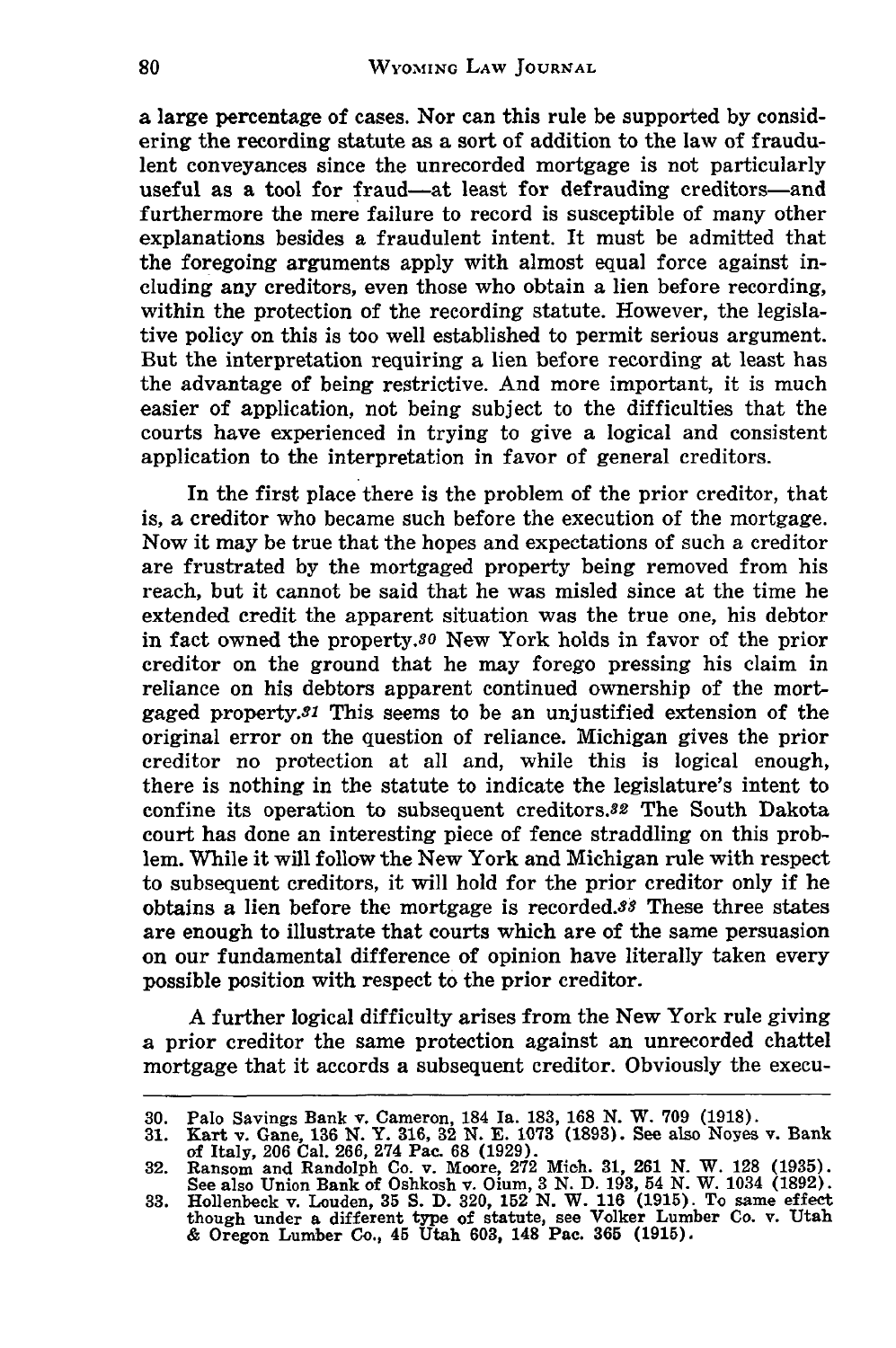a large percentage of cases. Nor can this rule be supported by considering the recording statute as a sort of addition to the law of fraudulent conveyances since the unrecorded mortgage is not particularly useful as a tool for fraud—at least for defrauding creditors—and furthermore the mere failure to record is susceptible of many other explanations besides a fraudulent intent. It must be admitted that the foregoing arguments apply with almost equal force against including any creditors, even those who obtain a lien before recording, within the protection of the recording statute. However, the legislative policy on this is too well established to permit serious argument. But the interpretation requiring a lien before recording at least has the advantage of being restrictive. And more important, it is much easier of application, not being subject to the difficulties that the courts have experienced in trying to give a logical and consistent application to the interpretation in favor of general creditors.

In the first place there is the problem of the prior creditor, that is, a creditor who became such before the execution of the mortgage. Now it may be true that the hopes and expectations of such a creditor are frustrated by the mortgaged property being removed from his reach, but it cannot be said that he was misled since at the time he extended credit the apparent situation was the true one, his debtor in fact owned the property.[30] New York holds in favor of the prior creditor on the ground that he may forego pressing his claim in reliance on his debtors apparent continued ownership of the mortgaged property.[31] This seems to be an unjustified extension of the original error on the question of reliance. Michigan gives the prior creditor no protection at all and, while this is logical enough, there is nothing in the statute to indicate the legislature's intent to confine its operation to subsequent creditors.[32] The South Dakota court has done an interesting piece of fence straddling on this problem. While it will follow the New York and Michigan rule with respect to subsequent creditors, it will hold for the prior creditor only if he obtains a lien before the mortgage is recorded.[33] These three states are enough to illustrate that courts which are of the same persuasion on our fundamental difference of opinion have literally taken every possible position with respect to the prior creditor.

A further logical difficulty arises from the New York rule giving a prior creditor the same protection against an unrecorded chattel mortgage that it accords a subsequent creditor. Obviously the execu-

---

30. Palo Savings Bank v. Cameron, 184 Ia. 183, 168 N. W. 709 (1918).
31. Kart v. Gane, 136 N. Y. 316, 32 N. E. 1073 (1893). See also Noyes v. Bank of Italy, 206 Cal. 266, 274 Pac. 68 (1929).
32. Ransom and Randolph Co. v. Moore, 272 Mich. 31, 261 N. W. 128 (1935). See also Union Bank of Oshkosh v. Oium, 3 N. D. 193, 54 N. W. 1034 (1892).
33. Hollenbeck v. Louden, 35 S. D. 320, 152 N. W. 116 (1915). To same effect though under a different type of statute, see Volker Lumber Co. v. Utah & Oregon Lumber Co., 45 Utah 603, 148 Pac. 365 (1915).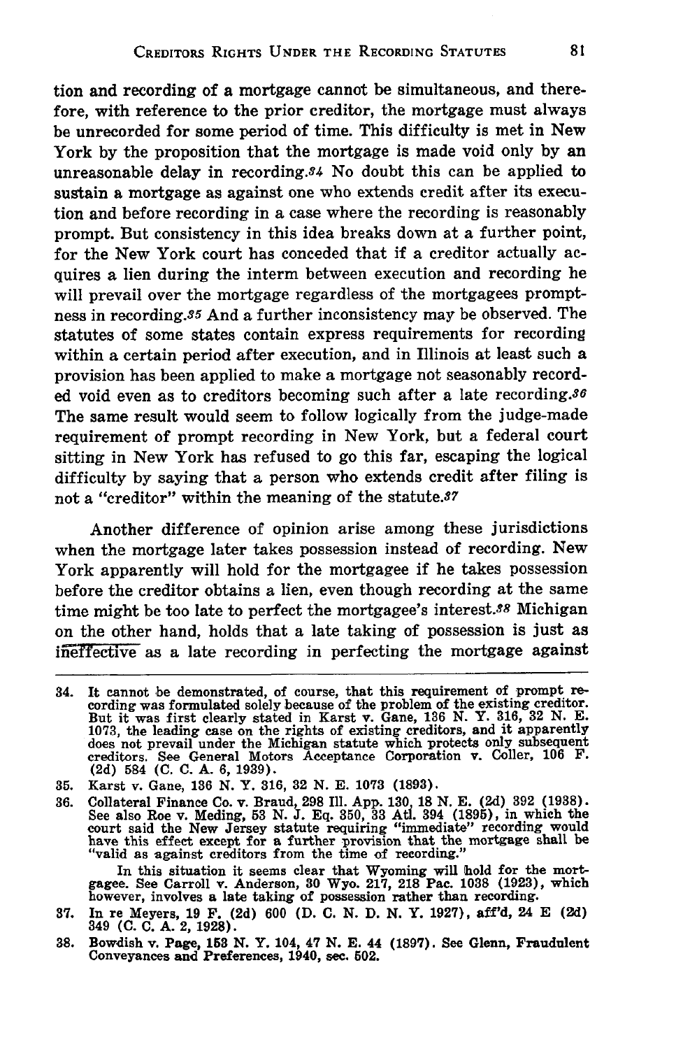tion and recording of a mortgage cannot be simultaneous, and therefore, with reference to the prior creditor, the mortgage must always be unrecorded for some period of time. This difficulty is met in New York by the proposition that the mortgage is made void only by an unreasonable delay in recording.[34] No doubt this can be applied to sustain a mortgage as against one who extends credit after its execution and before recording in a case where the recording is reasonably prompt. But consistency in this idea breaks down at a further point, for the New York court has conceded that if a creditor actually acquires a lien during the interm between execution and recording he will prevail over the mortgage regardless of the mortgagees promptness in recording.[35] And a further inconsistency may be observed. The statutes of some states contain express requirements for recording within a certain period after execution, and in Illinois at least such a provision has been applied to make a mortgage not seasonably recorded void even as to creditors becoming such after a late recording.[36] The same result would seem to follow logically from the judge-made requirement of prompt recording in New York, but a federal court sitting in New York has refused to go this far, escaping the logical difficulty by saying that a person who extends credit after filing is not a "creditor" within the meaning of the statute.[37]

Another difference of opinion arise among these jurisdictions when the mortgage later takes possession instead of recording. New York apparently will hold for the mortgagee if he takes possession before the creditor obtains a lien, even though recording at the same time might be too late to perfect the mortgagee's interest.[38] Michigan on the other hand, holds that a late taking of possession is just as ineffective as a late recording in perfecting the mortgage against

---

34. It cannot be demonstrated, of course, that this requirement of prompt recording was formulated solely because of the problem of the existing creditor. But it was first clearly stated in Karst v. Gane, 136 N. Y. 316, 32 N. E. 1073, the leading case on the rights of existing creditors, and it apparently does not prevail under the Michigan statute which protects only subsequent creditors. See General Motors Acceptance Corporation v. Coller, 106 F. (2d) 584 (C. C. A. 6, 1939).

35. Karst v. Gane, 136 N. Y. 316, 32 N. E. 1073 (1893).

36. Collateral Finance Co. v. Braud, 298 Ill. App. 130, 18 N. E. (2d) 392 (1938). See also Roe v. Meding, 53 N. J. Eq. 350, 33 Atl. 394 (1895), in which the court said the New Jersey statute requiring "immediate" recording would have this effect except for a further provision that the mortgage shall be "valid as against creditors from the time of recording."

    In this situation it seems clear that Wyoming will hold for the mortgagee. See Carroll v. Anderson, 30 Wyo. 217, 218 Pac. 1038 (1923), which however, involves a late taking of possession rather than recording.

37. In re Meyers, 19 F. (2d) 600 (D. C. N. D. N. Y. 1927), aff'd, 24 E (2d) 349 (C. C. A. 2, 1928).

38. Bowdish v. Page, 153 N. Y. 104, 47 N. E. 44 (1897). See Glenn, Fraudulent Conveyances and Preferences, 1940, sec. 502.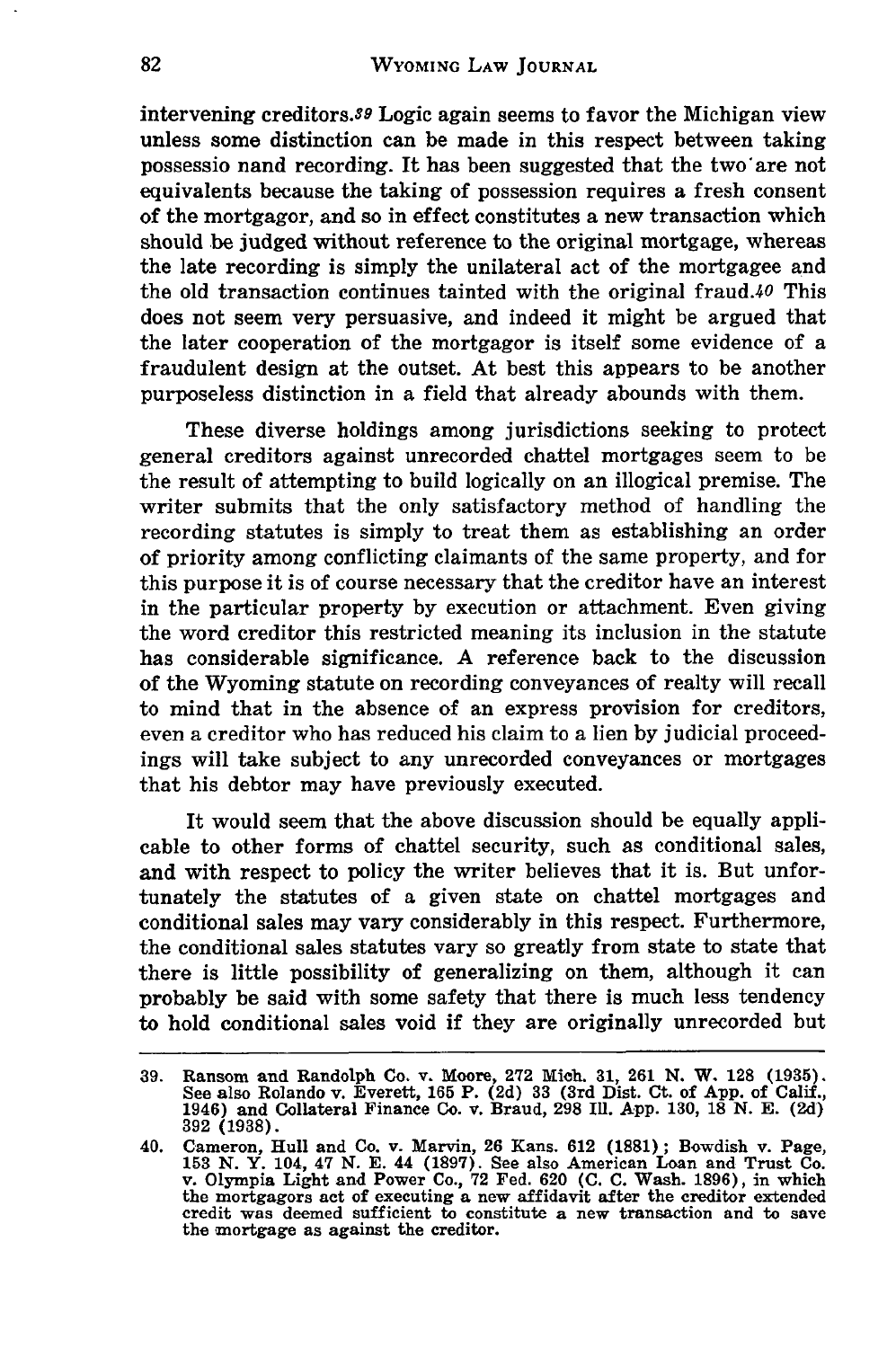intervening creditors.[39] Logic again seems to favor the Michigan view unless some distinction can be made in this respect between taking possessio nand recording. It has been suggested that the two are not equivalents because the taking of possession requires a fresh consent of the mortgagor, and so in effect constitutes a new transaction which should be judged without reference to the original mortgage, whereas the late recording is simply the unilateral act of the mortgagee and the old transaction continues tainted with the original fraud.[40] This does not seem very persuasive, and indeed it might be argued that the later cooperation of the mortgagor is itself some evidence of a fraudulent design at the outset. At best this appears to be another purposeless distinction in a field that already abounds with them.

These diverse holdings among jurisdictions seeking to protect general creditors against unrecorded chattel mortgages seem to be the result of attempting to build logically on an illogical premise. The writer submits that the only satisfactory method of handling the recording statutes is simply to treat them as establishing an order of priority among conflicting claimants of the same property, and for this purpose it is of course necessary that the creditor have an interest in the particular property by execution or attachment. Even giving the word creditor this restricted meaning its inclusion in the statute has considerable significance. A reference back to the discussion of the Wyoming statute on recording conveyances of realty will recall to mind that in the absence of an express provision for creditors, even a creditor who has reduced his claim to a lien by judicial proceedings will take subject to any unrecorded conveyances or mortgages that his debtor may have previously executed.

It would seem that the above discussion should be equally applicable to other forms of chattel security, such as conditional sales, and with respect to policy the writer believes that it is. But unfortunately the statutes of a given state on chattel mortgages and conditional sales may vary considerably in this respect. Furthermore, the conditional sales statutes vary so greatly from state to state that there is little possibility of generalizing on them, although it can probably be said with some safety that there is much less tendency to hold conditional sales void if they are originally unrecorded but

---

39. Ransom and Randolph Co. v. Moore, 272 Mich. 31, 261 N. W. 128 (1935). See also Rolando v. Everett, 165 P. (2d) 33 (3rd Dist. Ct. of App. of Calif., 1946) and Collateral Finance Co. v. Braud, 298 Ill. App. 130, 18 N. E. (2d) 392 (1938).

40. Cameron, Hull and Co. v. Marvin, 26 Kans. 612 (1881); Bowdish v. Page, 153 N. Y. 104, 47 N. E. 44 (1897). See also American Loan and Trust Co. v. Olympia Light and Power Co., 72 Fed. 620 (C. C. Wash. 1896), in which the mortgagors act of executing a new affidavit after the creditor extended credit was deemed sufficient to constitute a new transaction and to save the mortgage as against the creditor.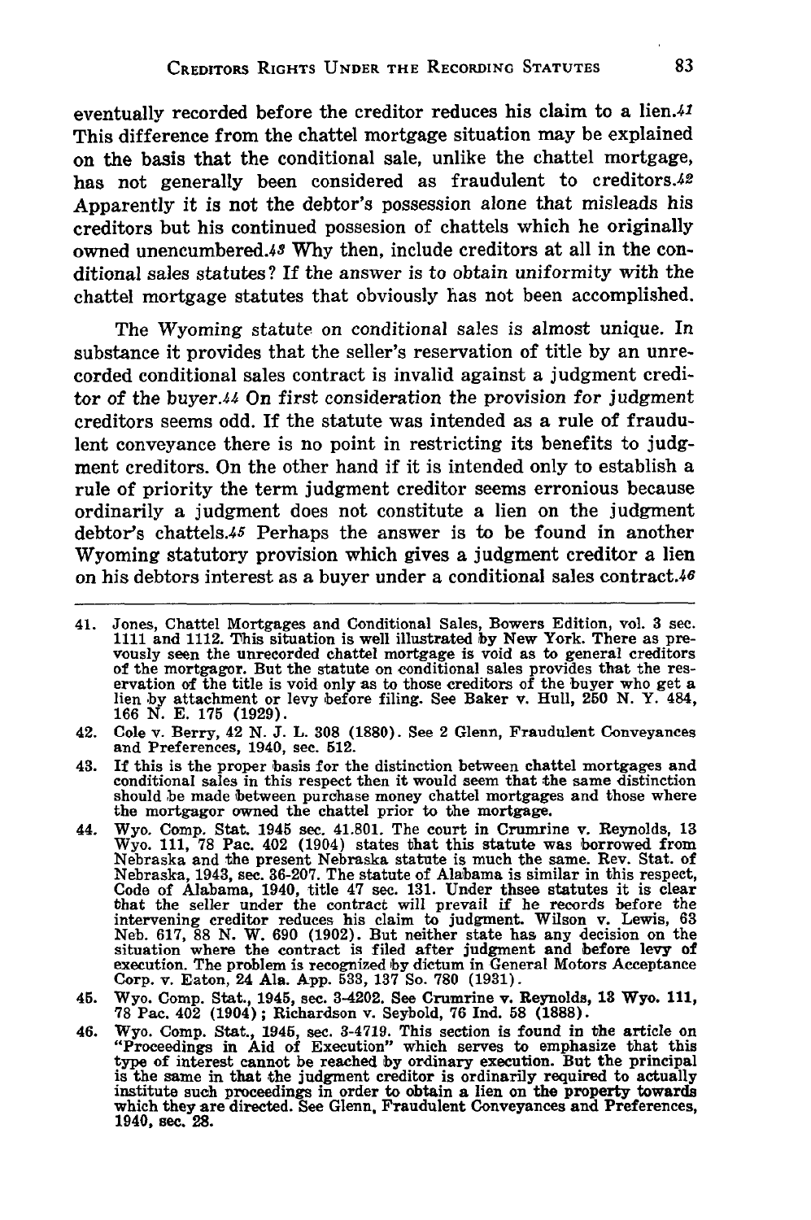eventually recorded before the creditor reduces his claim to a lien.[41] This difference from the chattel mortgage situation may be explained on the basis that the conditional sale, unlike the chattel mortgage, has not generally been considered as fraudulent to creditors.[42] Apparently it is not the debtor's possession alone that misleads his creditors but his continued possesion of chattels which he originally owned unencumbered.[43] Why then, include creditors at all in the conditional sales statutes? If the answer is to obtain uniformity with the chattel mortgage statutes that obviously has not been accomplished.

The Wyoming statute on conditional sales is almost unique. In substance it provides that the seller's reservation of title by an unrecorded conditional sales contract is invalid against a judgment creditor of the buyer.[44] On first consideration the provision for judgment creditors seems odd. If the statute was intended as a rule of fraudulent conveyance there is no point in restricting its benefits to judgment creditors. On the other hand if it is intended only to establish a rule of priority the term judgment creditor seems errionious because ordinarily a judgment does not constitute a lien on the judgment debtor's chattels.[45] Perhaps the answer is to be found in another Wyoming statutory provision which gives a judgment creditor a lien on his debtors interest as a buyer under a conditional sales contract.[46]

---

41. Jones, Chattel Mortgages and Conditional Sales, Bowers Edition, vol. 3 sec. 1111 and 1112. This situation is well illustrated by New York. There as prevously seen the unrecorded chattel mortgage is void as to general creditors of the mortgagor. But the statute on conditional sales provides that the reservation of the title is void only as to those creditors of the buyer who get a lien by attachment or levy before filing. See Baker v. Hull, 250 N. Y. 484, 166 N. E. 175 (1929).
42. Cole v. Berry, 42 N. J. L. 308 (1880). See 2 Glenn, Fraudulent Conveyances and Preferences, 1940, sec. 512.
43. If this is the proper basis for the distinction between chattel mortgages and conditional sales in this respect then it would seem that the same distinction should be made between purchase money chattel mortgages and those where the mortgagor owned the chattel prior to the mortgage.
44. Wyo. Comp. Stat. 1945 sec. 41.801. The court in Crumrine v. Reynolds, 13 Wyo. 111, 78 Pac. 402 (1904) states that this statute was borrowed from Nebraska and the present Nebraska statute is much the same. Rev. Stat. of Nebraska, 1943, sec. 36-207. The statute of Alabama is similar in this respect, Code of Alabama, 1940, title 47 sec. 131. Under thsee statutes it is clear that the seller under the contract will prevail if he records before the intervening creditor reduces his claim to judgment. Wilson v. Lewis, 63 Neb. 617, 88 N. W. 690 (1902). But neither state has any decision on the situation where the contract is filed after judgment and before levy of execution. The problem is recognized by dictum in General Motors Acceptance Corp. v. Eaton, 24 Ala. App. 533, 137 So. 780 (1931).
45. Wyo. Comp. Stat., 1945, sec. 3-4202. See Crumrine v. Reynolds, 13 Wyo. 111, 78 Pac. 402 (1904); Richardson v. Seybold, 76 Ind. 58 (1888).
46. Wyo. Comp. Stat., 1945, sec. 3-4719. This section is found in the article on "Proceedings in Aid of Execution" which serves to emphasize that this type of interest cannot be reached by ordinary execution. But the principal is the same in that the judgment creditor is ordinarily required to actually institute such proceedings in order to obtain a lien on the property towards which they are directed. See Glenn, Fraudulent Conveyances and Preferences, 1940, sec. 28.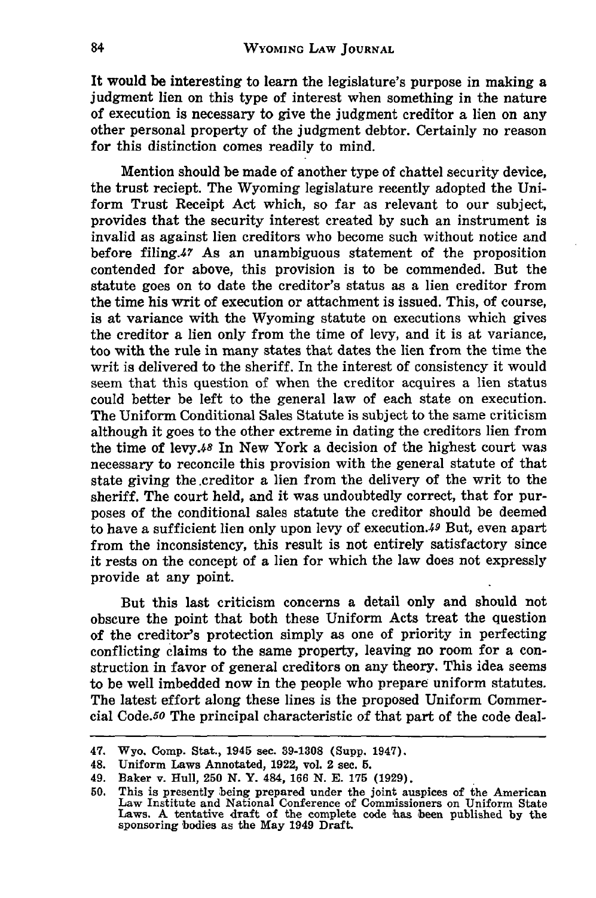It would be interesting to learn the legislature's purpose in making a judgment lien on this type of interest when something in the nature of execution is necessary to give the judgment creditor a lien on any other personal property of the judgment debtor. Certainly no reason for this distinction comes readily to mind.

Mention should be made of another type of chattel security device, the trust reciept. The Wyoming legislature recently adopted the Uniform Trust Receipt Act which, so far as relevant to our subject, provides that the security interest created by such an instrument is invalid as against lien creditors who become such without notice and before filing.[47] As an unambiguous statement of the proposition contended for above, this provision is to be commended. But the statute goes on to date the creditor's status as a lien creditor from the time his writ of execution or attachment is issued. This, of course, is at variance with the Wyoming statute on executions which gives the creditor a lien only from the time of levy, and it is at variance, too with the rule in many states that dates the lien from the time the writ is delivered to the sheriff. In the interest of consistency it would seem that this question of when the creditor acquires a lien status could better be left to the general law of each state on execution. The Uniform Conditional Sales Statute is subject to the same criticism although it goes to the other extreme in dating the creditors lien from the time of levy.[48] In New York a decision of the highest court was necessary to reconcile this provision with the general statute of that state giving the creditor a lien from the delivery of the writ to the sheriff. The court held, and it was undoubtedly correct, that for purposes of the conditional sales statute the creditor should be deemed to have a sufficient lien only upon levy of execution.[49] But, even apart from the inconsistency, this result is not entirely satisfactory since it rests on the concept of a lien for which the law does not expressly provide at any point.

But this last criticism concerns a detail only and should not obscure the point that both these Uniform Acts treat the question of the creditor's protection simply as one of priority in perfecting conflicting claims to the same property, leaving no room for a construction in favor of general creditors on any theory. This idea seems to be well imbedded now in the people who prepare uniform statutes. The latest effort along these lines is the proposed Uniform Commercial Code.[50] The principal characteristic of that part of the code deal-

---

47. Wyo. Comp. Stat., 1945 sec. 39-1308 (Supp. 1947).
48. Uniform Laws Annotated, 1922, vol. 2 sec. 5.
49. Baker v. Hull, 250 N. Y. 484, 166 N. E. 175 (1929).
50. This is presently being prepared under the joint auspices of the American Law Institute and National Conference of Commissioners on Uniform State Laws. A tentative draft of the complete code has been published by the sponsoring bodies as the May 1949 Draft.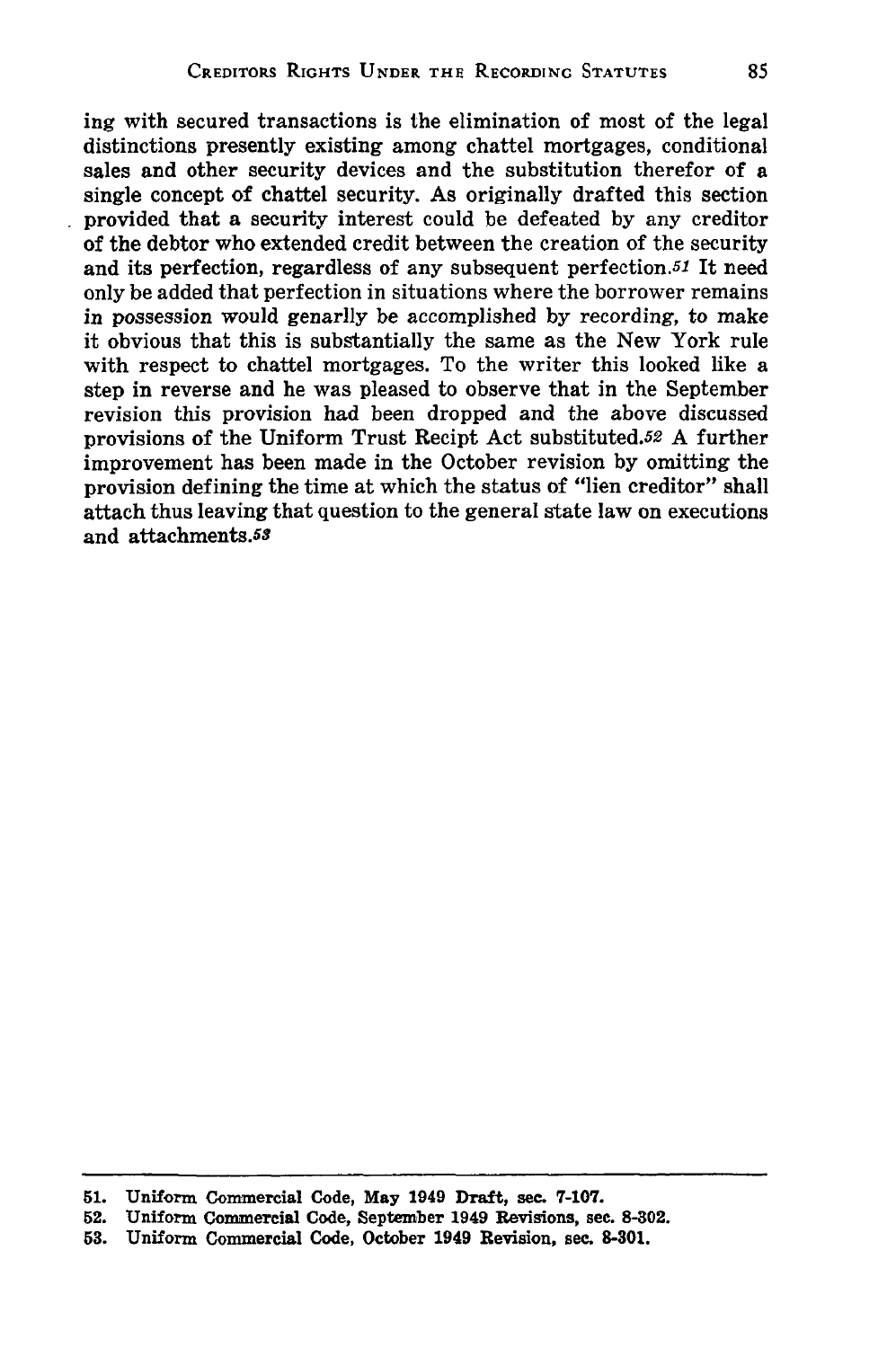ing with secured transactions is the elimination of most of the legal distinctions presently existing among chattel mortgages, conditional sales and other security devices and the substitution therefor of a single concept of chattel security. As originally drafted this section provided that a security interest could be defeated by any creditor of the debtor who extended credit between the creation of the security and its perfection, regardless of any subsequent perfection.[51] It need only be added that perfection in situations where the borrower remains in possession would genarlly be accomplished by recording, to make it obvious that this is substantially the same as the New York rule with respect to chattel mortgages. To the writer this looked like a step in reverse and he was pleased to observe that in the September revision this provision had been dropped and the above discussed provisions of the Uniform Trust Recipt Act substituted.[52] A further improvement has been made in the October revision by omitting the provision defining the time at which the status of "lien creditor" shall attach thus leaving that question to the general state law on executions and attachments.[53]

---

51. Uniform Commercial Code, May 1949 Draft, sec. 7-107.
52. Uniform Commercial Code, September 1949 Revisions, sec. 8-302.
53. Uniform Commercial Code, October 1949 Revision, sec. 8-301.